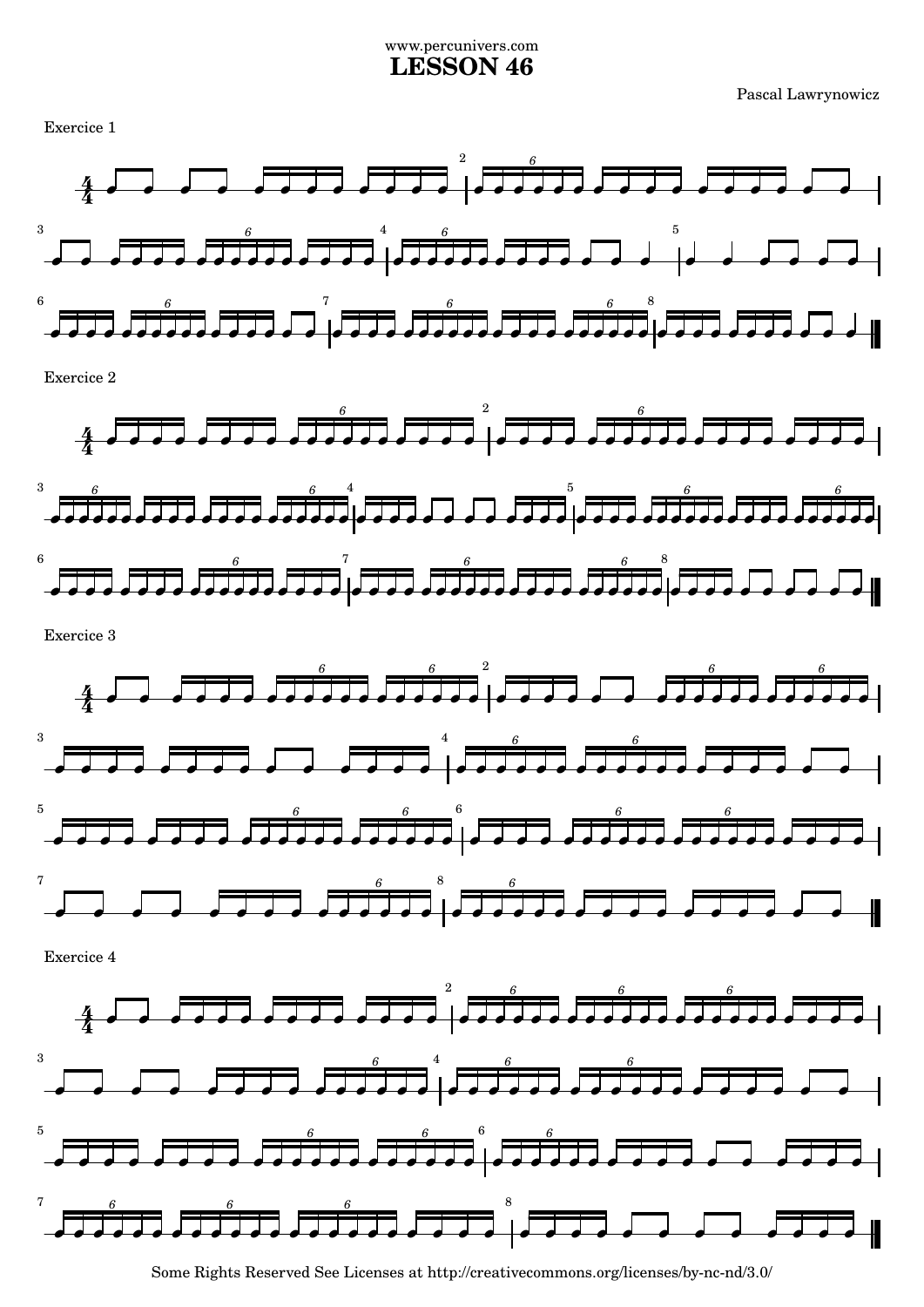www.percunivers.com

# LESSON 46

Pascal Lawrynowicz

Exercice 1

Exercice 2

Exercice 3

Exercice 4

Some Rights Reserved See Licenses at http://creativecommons.org/licenses/by-nc-nd/3.0/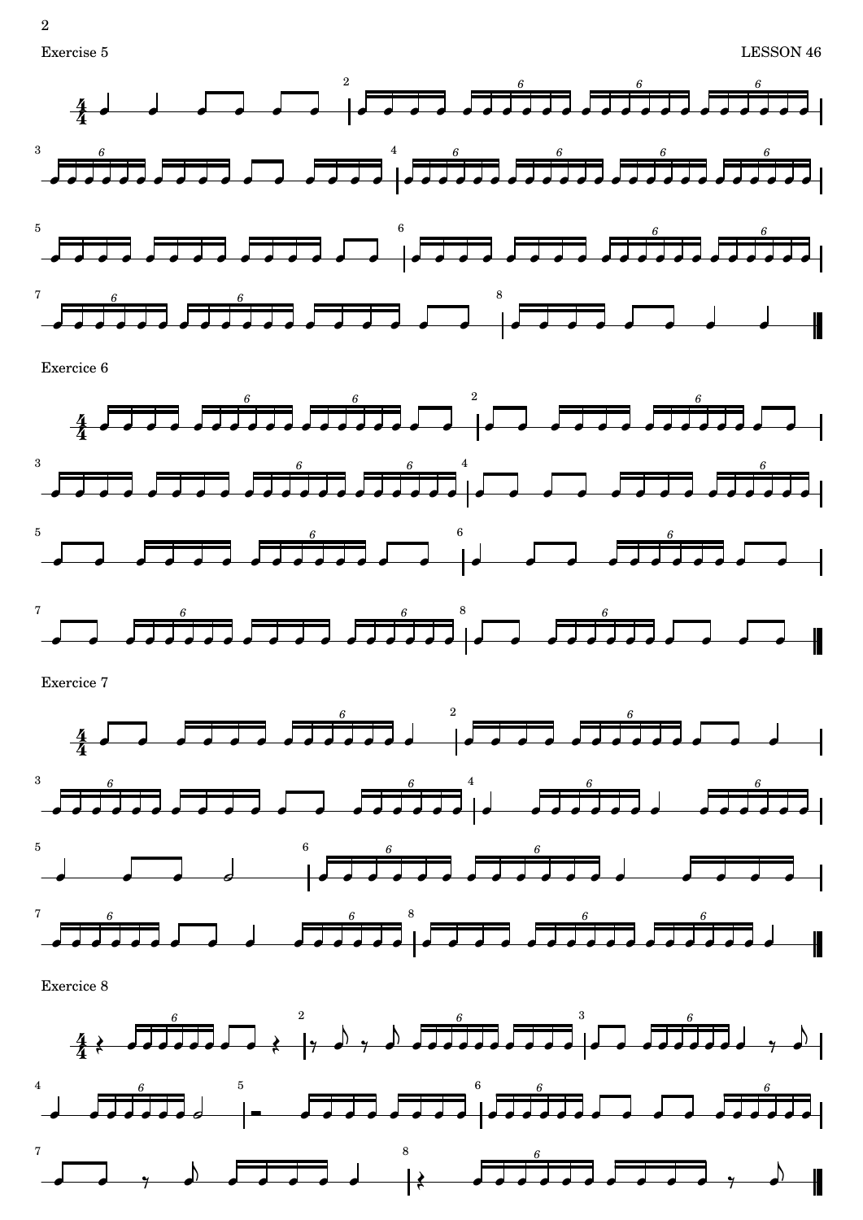Exercise 5

Exercice 6

Exercice 7

Exercise 8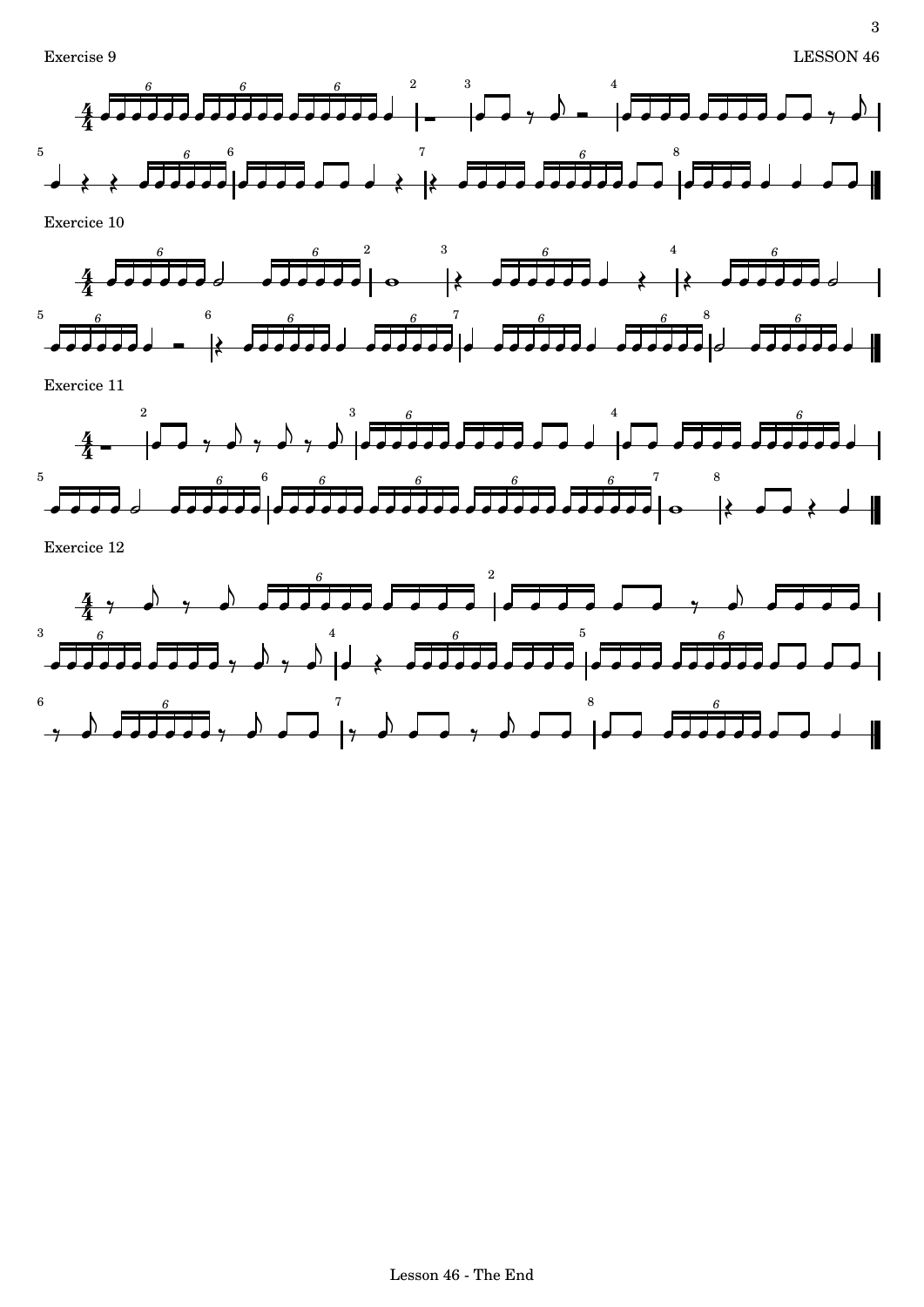Exercise 9

Exercice 10

Exercice 11

Exercice 12